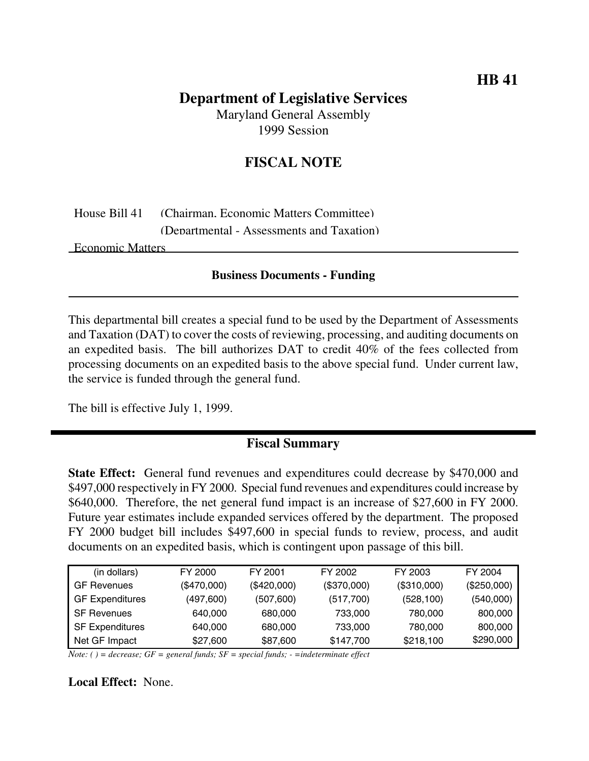**HB 41**

# Department of Legislative Services

Maryland General Assembly
1999 Session

## FISCAL NOTE

House Bill 41 (Chairman, Economic Matters Committee)
(Departmental - Assessments and Taxation)
Economic Matters

### Business Documents - Funding

This departmental bill creates a special fund to be used by the Department of Assessments and Taxation (DAT) to cover the costs of reviewing, processing, and auditing documents on an expedited basis. The bill authorizes DAT to credit 40% of the fees collected from processing documents on an expedited basis to the above special fund. Under current law, the service is funded through the general fund.

The bill is effective July 1, 1999.

## Fiscal Summary

**State Effect:** General fund revenues and expenditures could decrease by $470,000 and $497,000 respectively in FY 2000. Special fund revenues and expenditures could increase by $640,000. Therefore, the net general fund impact is an increase of $27,600 in FY 2000. Future year estimates include expanded services offered by the department. The proposed FY 2000 budget bill includes $497,600 in special funds to review, process, and audit documents on an expedited basis, which is contingent upon passage of this bill.

| (in dollars) | FY 2000 | FY 2001 | FY 2002 | FY 2003 | FY 2004 |
|---|---|---|---|---|---|
| GF Revenues | ($470,000) | ($420,000) | ($370,000) | ($310,000) | ($250,000) |
| GF Expenditures | (497,600) | (507,600) | (517,700) | (528,100) | (540,000) |
| SF Revenues | 640,000 | 680,000 | 733,000 | 780,000 | 800,000 |
| SF Expenditures | 640,000 | 680,000 | 733,000 | 780,000 | 800,000 |
| Net GF Impact | $27,600 | $87,600 | $147,700 | $218,100 | $290,000 |

*Note: ( ) = decrease; GF = general funds; SF = special funds; - =indeterminate effect*

**Local Effect:** None.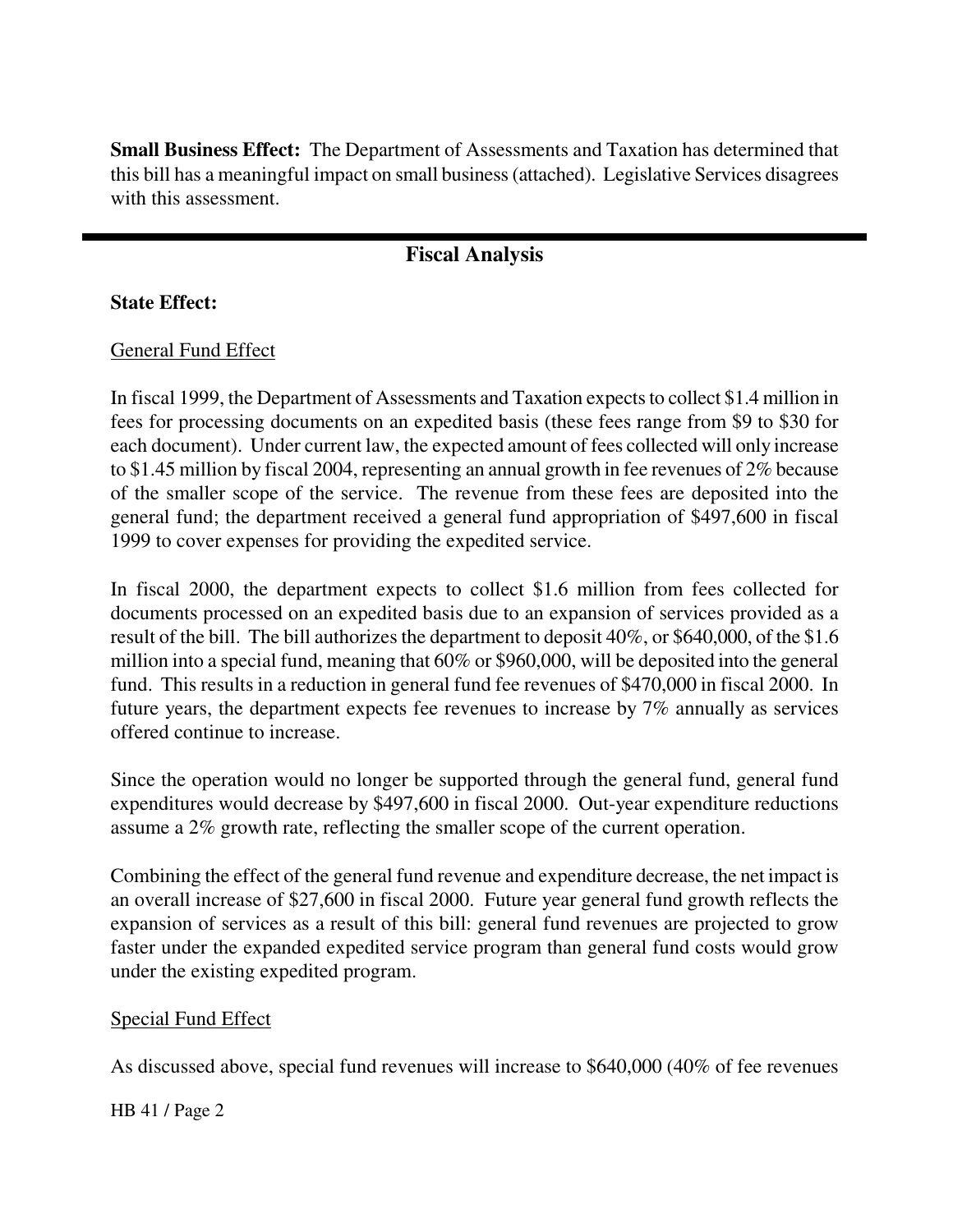**Small Business Effect:** The Department of Assessments and Taxation has determined that this bill has a meaningful impact on small business (attached). Legislative Services disagrees with this assessment.

## Fiscal Analysis

**State Effect:**

General Fund Effect

In fiscal 1999, the Department of Assessments and Taxation expects to collect $1.4 million in fees for processing documents on an expedited basis (these fees range from $9 to $30 for each document). Under current law, the expected amount of fees collected will only increase to $1.45 million by fiscal 2004, representing an annual growth in fee revenues of 2% because of the smaller scope of the service. The revenue from these fees are deposited into the general fund; the department received a general fund appropriation of $497,600 in fiscal 1999 to cover expenses for providing the expedited service.

In fiscal 2000, the department expects to collect $1.6 million from fees collected for documents processed on an expedited basis due to an expansion of services provided as a result of the bill. The bill authorizes the department to deposit 40%, or $640,000, of the $1.6 million into a special fund, meaning that 60% or $960,000, will be deposited into the general fund. This results in a reduction in general fund fee revenues of $470,000 in fiscal 2000. In future years, the department expects fee revenues to increase by 7% annually as services offered continue to increase.

Since the operation would no longer be supported through the general fund, general fund expenditures would decrease by $497,600 in fiscal 2000. Out-year expenditure reductions assume a 2% growth rate, reflecting the smaller scope of the current operation.

Combining the effect of the general fund revenue and expenditure decrease, the net impact is an overall increase of $27,600 in fiscal 2000. Future year general fund growth reflects the expansion of services as a result of this bill: general fund revenues are projected to grow faster under the expanded expedited service program than general fund costs would grow under the existing expedited program.

Special Fund Effect

As discussed above, special fund revenues will increase to $640,000 (40% of fee revenues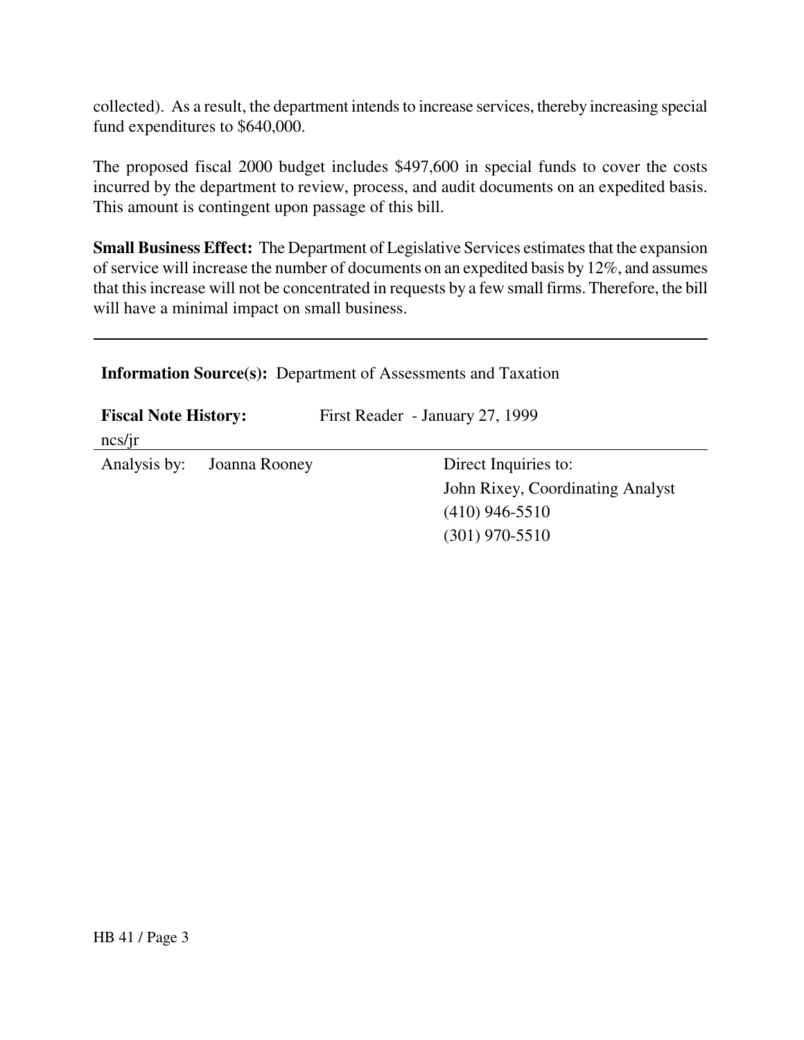collected). As a result, the department intends to increase services, thereby increasing special fund expenditures to $640,000.

The proposed fiscal 2000 budget includes $497,600 in special funds to cover the costs incurred by the department to review, process, and audit documents on an expedited basis. This amount is contingent upon passage of this bill.

**Small Business Effect:** The Department of Legislative Services estimates that the expansion of service will increase the number of documents on an expedited basis by 12%, and assumes that this increase will not be concentrated in requests by a few small firms. Therefore, the bill will have a minimal impact on small business.

---

**Information Source(s):** Department of Assessments and Taxation

**Fiscal Note History:** First Reader - January 27, 1999

ncs/jr

---

Analysis by: Joanna Rooney

Direct Inquiries to:
John Rixey, Coordinating Analyst
(410) 946-5510
(301) 970-5510